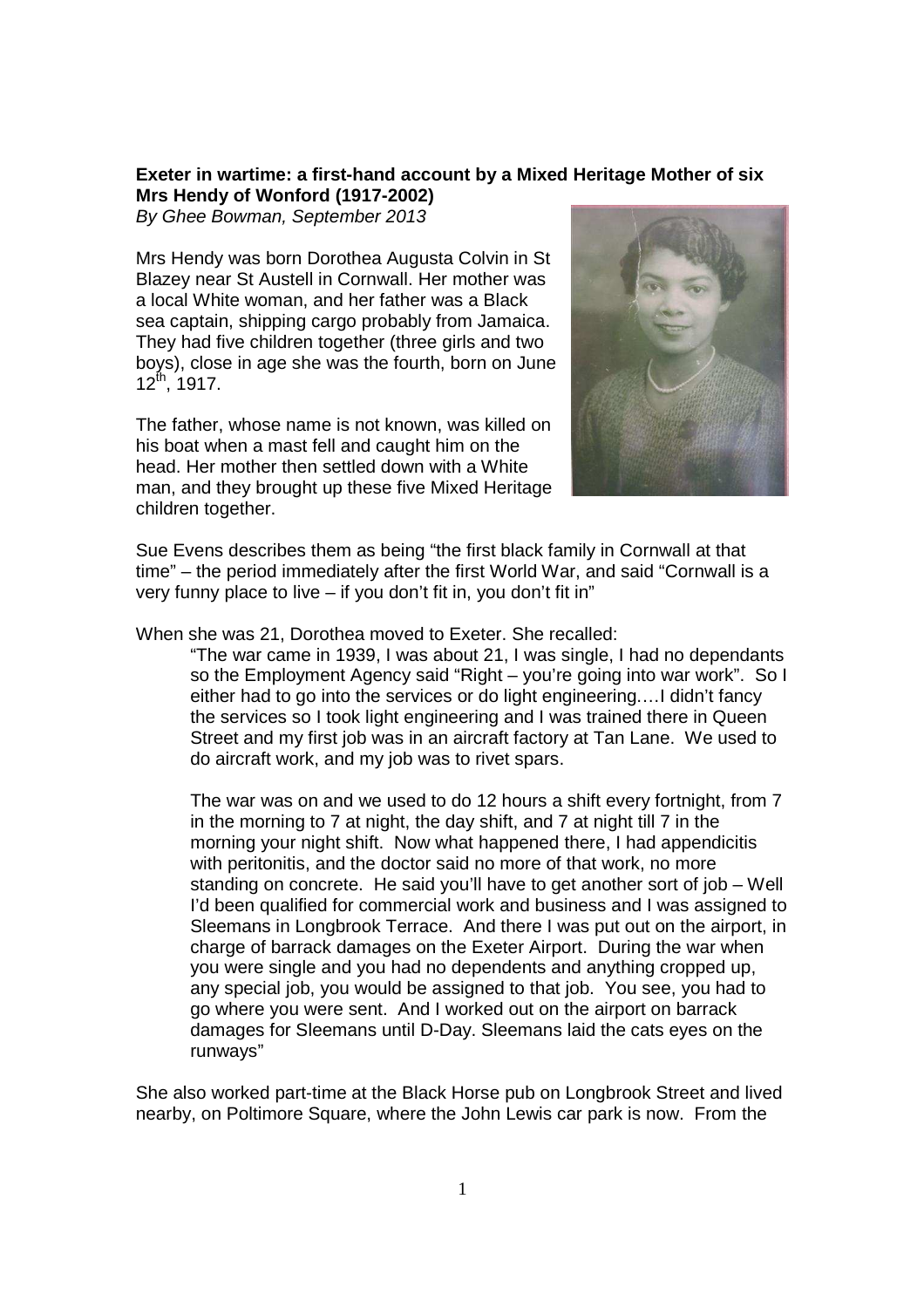**Exeter in wartime: a first-hand account by a Mixed Heritage Mother of six Mrs Hendy of Wonford (1917-2002)**

*By Ghee Bowman, September 2013*

Mrs Hendy was born Dorothea Augusta Colvin in St Blazey near St Austell in Cornwall. Her mother was a local White woman, and her father was a Black sea captain, shipping cargo probably from Jamaica. They had five children together (three girls and two boys), close in age she was the fourth, born on June 12th, 1917.

The father, whose name is not known, was killed on his boat when a mast fell and caught him on the head. Her mother then settled down with a White man, and they brought up these five Mixed Heritage children together.

Sue Evens describes them as being "the first black family in Cornwall at that time" – the period immediately after the first World War, and said "Cornwall is a very funny place to live – if you don't fit in, you don't fit in"

When she was 21, Dorothea moved to Exeter. She recalled:

> "The war came in 1939, I was about 21, I was single, I had no dependants so the Employment Agency said "Right – you're going into war work". So I either had to go into the services or do light engineering….I didn't fancy the services so I took light engineering and I was trained there in Queen Street and my first job was in an aircraft factory at Tan Lane. We used to do aircraft work, and my job was to rivet spars.
>
> The war was on and we used to do 12 hours a shift every fortnight, from 7 in the morning to 7 at night, the day shift, and 7 at night till 7 in the morning your night shift. Now what happened there, I had appendicitis with peritonitis, and the doctor said no more of that work, no more standing on concrete. He said you'll have to get another sort of job – Well I'd been qualified for commercial work and business and I was assigned to Sleemans in Longbrook Terrace. And there I was put out on the airport, in charge of barrack damages on the Exeter Airport. During the war when you were single and you had no dependents and anything cropped up, any special job, you would be assigned to that job. You see, you had to go where you were sent. And I worked out on the airport on barrack damages for Sleemans until D-Day. Sleemans laid the cats eyes on the runways"

She also worked part-time at the Black Horse pub on Longbrook Street and lived nearby, on Poltimore Square, where the John Lewis car park is now. From the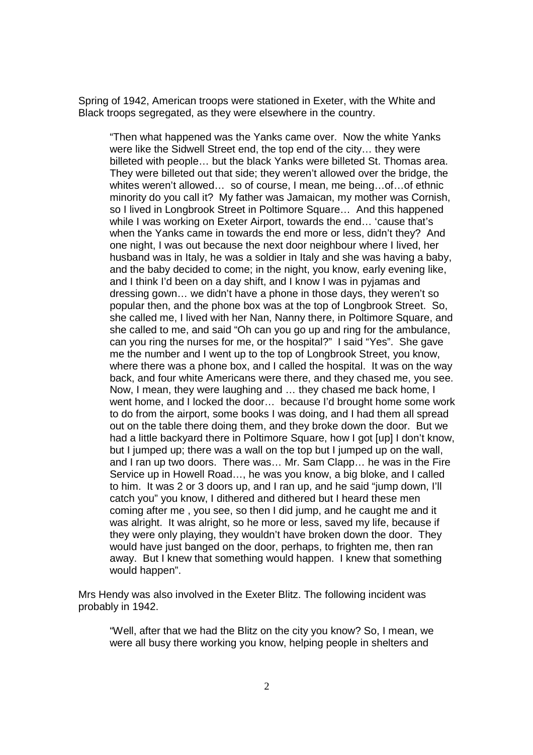Spring of 1942, American troops were stationed in Exeter, with the White and Black troops segregated, as they were elsewhere in the country.

> "Then what happened was the Yanks came over. Now the white Yanks were like the Sidwell Street end, the top end of the city… they were billeted with people… but the black Yanks were billeted St. Thomas area. They were billeted out that side; they weren't allowed over the bridge, the whites weren't allowed… so of course, I mean, me being…of…of ethnic minority do you call it? My father was Jamaican, my mother was Cornish, so I lived in Longbrook Street in Poltimore Square… And this happened while I was working on Exeter Airport, towards the end… 'cause that's when the Yanks came in towards the end more or less, didn't they? And one night, I was out because the next door neighbour where I lived, her husband was in Italy, he was a soldier in Italy and she was having a baby, and the baby decided to come; in the night, you know, early evening like, and I think I'd been on a day shift, and I know I was in pyjamas and dressing gown… we didn't have a phone in those days, they weren't so popular then, and the phone box was at the top of Longbrook Street. So, she called me, I lived with her Nan, Nanny there, in Poltimore Square, and she called to me, and said "Oh can you go up and ring for the ambulance, can you ring the nurses for me, or the hospital?" I said "Yes". She gave me the number and I went up to the top of Longbrook Street, you know, where there was a phone box, and I called the hospital. It was on the way back, and four white Americans were there, and they chased me, you see. Now, I mean, they were laughing and … they chased me back home, I went home, and I locked the door… because I'd brought home some work to do from the airport, some books I was doing, and I had them all spread out on the table there doing them, and they broke down the door. But we had a little backyard there in Poltimore Square, how I got [up] I don't know, but I jumped up; there was a wall on the top but I jumped up on the wall, and I ran up two doors. There was… Mr. Sam Clapp… he was in the Fire Service up in Howell Road…, he was you know, a big bloke, and I called to him. It was 2 or 3 doors up, and I ran up, and he said "jump down, I'll catch you" you know, I dithered and dithered but I heard these men coming after me , you see, so then I did jump, and he caught me and it was alright. It was alright, so he more or less, saved my life, because if they were only playing, they wouldn't have broken down the door. They would have just banged on the door, perhaps, to frighten me, then ran away. But I knew that something would happen. I knew that something would happen".

Mrs Hendy was also involved in the Exeter Blitz. The following incident was probably in 1942.

> "Well, after that we had the Blitz on the city you know? So, I mean, we were all busy there working you know, helping people in shelters and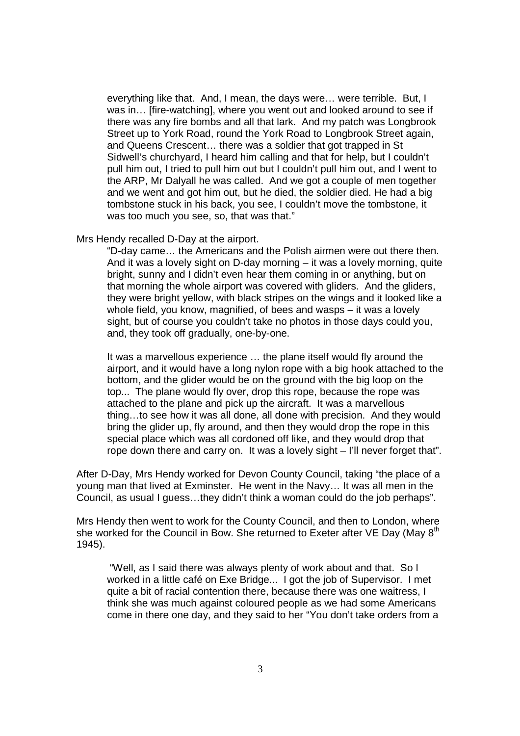> everything like that. And, I mean, the days were… were terrible. But, I was in… [fire-watching], where you went out and looked around to see if there was any fire bombs and all that lark. And my patch was Longbrook Street up to York Road, round the York Road to Longbrook Street again, and Queens Crescent… there was a soldier that got trapped in St Sidwell's churchyard, I heard him calling and that for help, but I couldn't pull him out, I tried to pull him out but I couldn't pull him out, and I went to the ARP, Mr Dalyall he was called. And we got a couple of men together and we went and got him out, but he died, the soldier died. He had a big tombstone stuck in his back, you see, I couldn't move the tombstone, it was too much you see, so, that was that."

Mrs Hendy recalled D-Day at the airport.

> "D-day came… the Americans and the Polish airmen were out there then. And it was a lovely sight on D-day morning – it was a lovely morning, quite bright, sunny and I didn't even hear them coming in or anything, but on that morning the whole airport was covered with gliders. And the gliders, they were bright yellow, with black stripes on the wings and it looked like a whole field, you know, magnified, of bees and wasps – it was a lovely sight, but of course you couldn't take no photos in those days could you, and, they took off gradually, one-by-one.
>
> It was a marvellous experience … the plane itself would fly around the airport, and it would have a long nylon rope with a big hook attached to the bottom, and the glider would be on the ground with the big loop on the top... The plane would fly over, drop this rope, because the rope was attached to the plane and pick up the aircraft. It was a marvellous thing…to see how it was all done, all done with precision. And they would bring the glider up, fly around, and then they would drop the rope in this special place which was all cordoned off like, and they would drop that rope down there and carry on. It was a lovely sight – I'll never forget that".

After D-Day, Mrs Hendy worked for Devon County Council, taking "the place of a young man that lived at Exminster. He went in the Navy… It was all men in the Council, as usual I guess…they didn't think a woman could do the job perhaps".

Mrs Hendy then went to work for the County Council, and then to London, where she worked for the Council in Bow. She returned to Exeter after VE Day (May 8th 1945).

> "Well, as I said there was always plenty of work about and that. So I worked in a little café on Exe Bridge... I got the job of Supervisor. I met quite a bit of racial contention there, because there was one waitress, I think she was much against coloured people as we had some Americans come in there one day, and they said to her "You don't take orders from a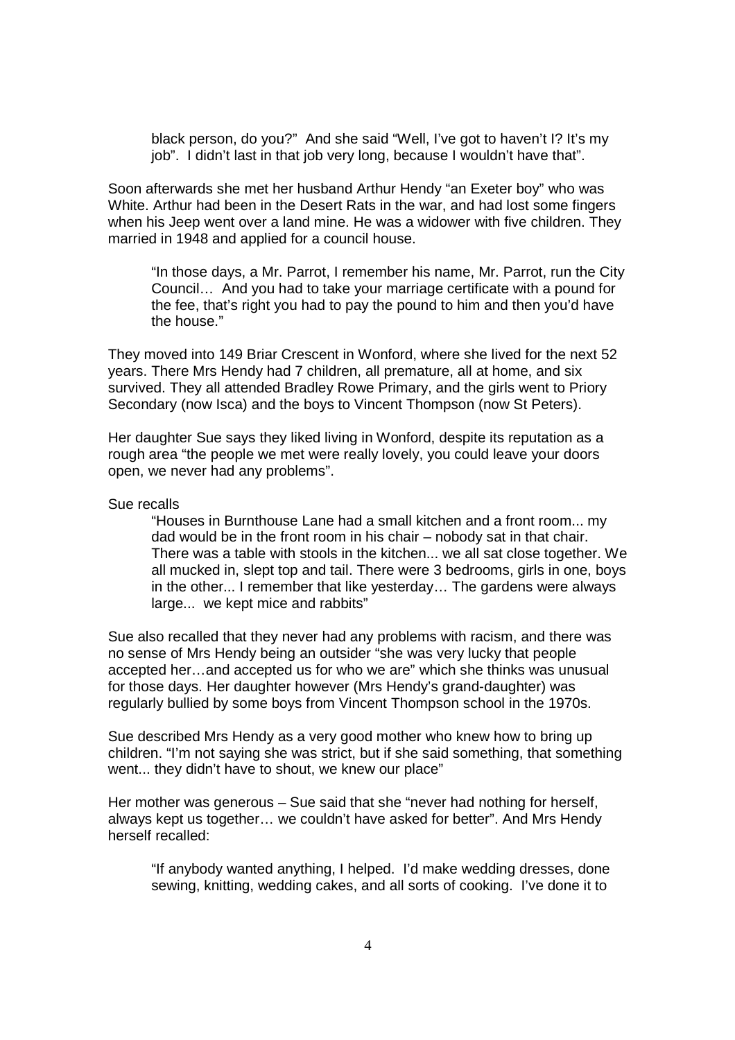> black person, do you?" And she said "Well, I've got to haven't I? It's my job". I didn't last in that job very long, because I wouldn't have that".

Soon afterwards she met her husband Arthur Hendy "an Exeter boy" who was White. Arthur had been in the Desert Rats in the war, and had lost some fingers when his Jeep went over a land mine. He was a widower with five children. They married in 1948 and applied for a council house.

> "In those days, a Mr. Parrot, I remember his name, Mr. Parrot, run the City Council… And you had to take your marriage certificate with a pound for the fee, that's right you had to pay the pound to him and then you'd have the house."

They moved into 149 Briar Crescent in Wonford, where she lived for the next 52 years. There Mrs Hendy had 7 children, all premature, all at home, and six survived. They all attended Bradley Rowe Primary, and the girls went to Priory Secondary (now Isca) and the boys to Vincent Thompson (now St Peters).

Her daughter Sue says they liked living in Wonford, despite its reputation as a rough area "the people we met were really lovely, you could leave your doors open, we never had any problems".

Sue recalls

> "Houses in Burnthouse Lane had a small kitchen and a front room... my dad would be in the front room in his chair – nobody sat in that chair. There was a table with stools in the kitchen... we all sat close together. We all mucked in, slept top and tail. There were 3 bedrooms, girls in one, boys in the other... I remember that like yesterday… The gardens were always large... we kept mice and rabbits"

Sue also recalled that they never had any problems with racism, and there was no sense of Mrs Hendy being an outsider "she was very lucky that people accepted her…and accepted us for who we are" which she thinks was unusual for those days. Her daughter however (Mrs Hendy's grand-daughter) was regularly bullied by some boys from Vincent Thompson school in the 1970s.

Sue described Mrs Hendy as a very good mother who knew how to bring up children. "I'm not saying she was strict, but if she said something, that something went... they didn't have to shout, we knew our place"

Her mother was generous – Sue said that she "never had nothing for herself, always kept us together… we couldn't have asked for better". And Mrs Hendy herself recalled:

> "If anybody wanted anything, I helped. I'd make wedding dresses, done sewing, knitting, wedding cakes, and all sorts of cooking. I've done it to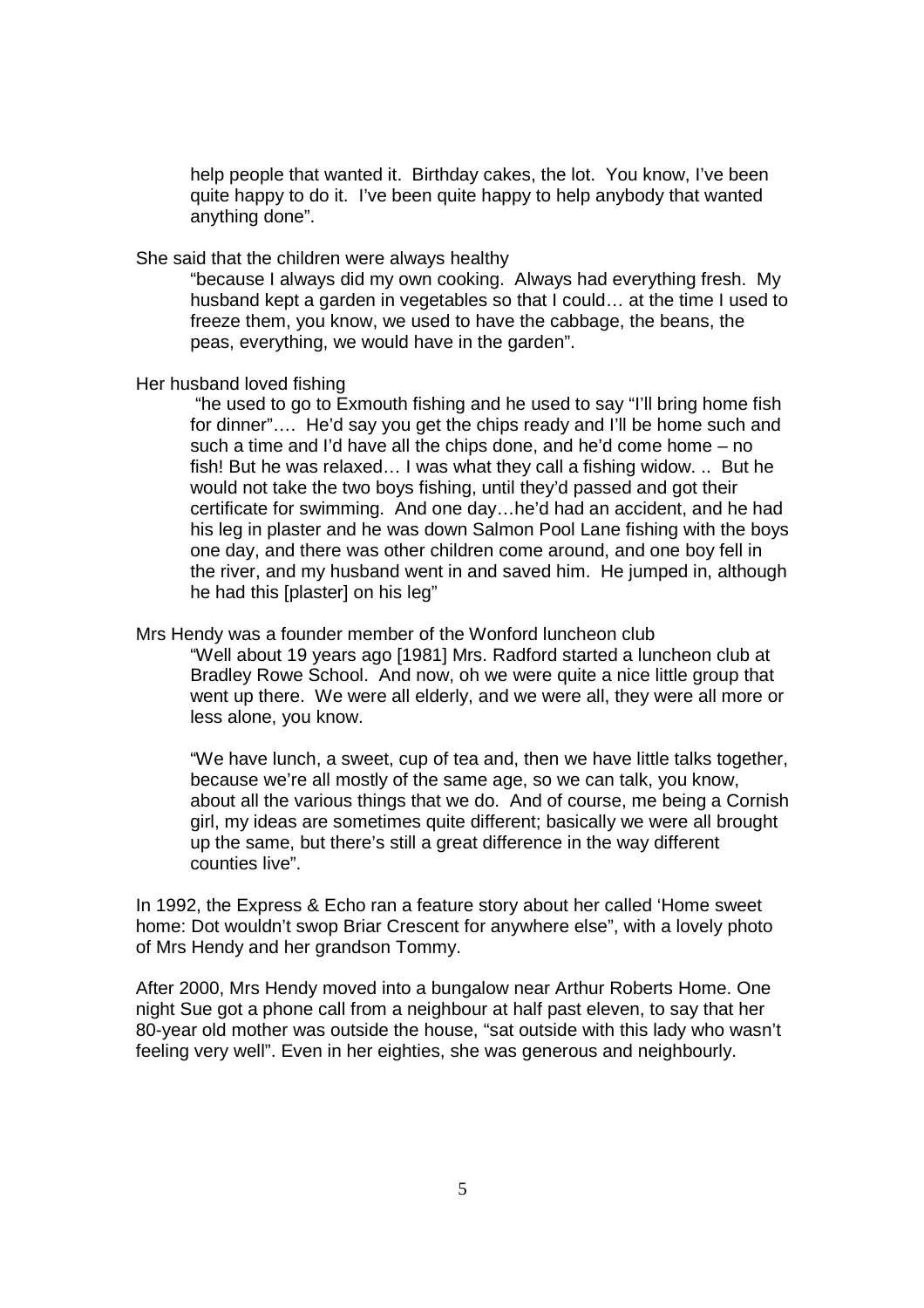help people that wanted it. Birthday cakes, the lot. You know, I've been quite happy to do it. I've been quite happy to help anybody that wanted anything done".

She said that the children were always healthy

> "because I always did my own cooking. Always had everything fresh. My husband kept a garden in vegetables so that I could… at the time I used to freeze them, you know, we used to have the cabbage, the beans, the peas, everything, we would have in the garden".

Her husband loved fishing

> "he used to go to Exmouth fishing and he used to say "I'll bring home fish for dinner"…. He'd say you get the chips ready and I'll be home such and such a time and I'd have all the chips done, and he'd come home – no fish! But he was relaxed… I was what they call a fishing widow. .. But he would not take the two boys fishing, until they'd passed and got their certificate for swimming. And one day…he'd had an accident, and he had his leg in plaster and he was down Salmon Pool Lane fishing with the boys one day, and there was other children come around, and one boy fell in the river, and my husband went in and saved him. He jumped in, although he had this [plaster] on his leg"

Mrs Hendy was a founder member of the Wonford luncheon club

> "Well about 19 years ago [1981] Mrs. Radford started a luncheon club at Bradley Rowe School. And now, oh we were quite a nice little group that went up there. We were all elderly, and we were all, they were all more or less alone, you know.
>
> "We have lunch, a sweet, cup of tea and, then we have little talks together, because we're all mostly of the same age, so we can talk, you know, about all the various things that we do. And of course, me being a Cornish girl, my ideas are sometimes quite different; basically we were all brought up the same, but there's still a great difference in the way different counties live".

In 1992, the Express & Echo ran a feature story about her called 'Home sweet home: Dot wouldn't swop Briar Crescent for anywhere else", with a lovely photo of Mrs Hendy and her grandson Tommy.

After 2000, Mrs Hendy moved into a bungalow near Arthur Roberts Home. One night Sue got a phone call from a neighbour at half past eleven, to say that her 80-year old mother was outside the house, "sat outside with this lady who wasn't feeling very well". Even in her eighties, she was generous and neighbourly.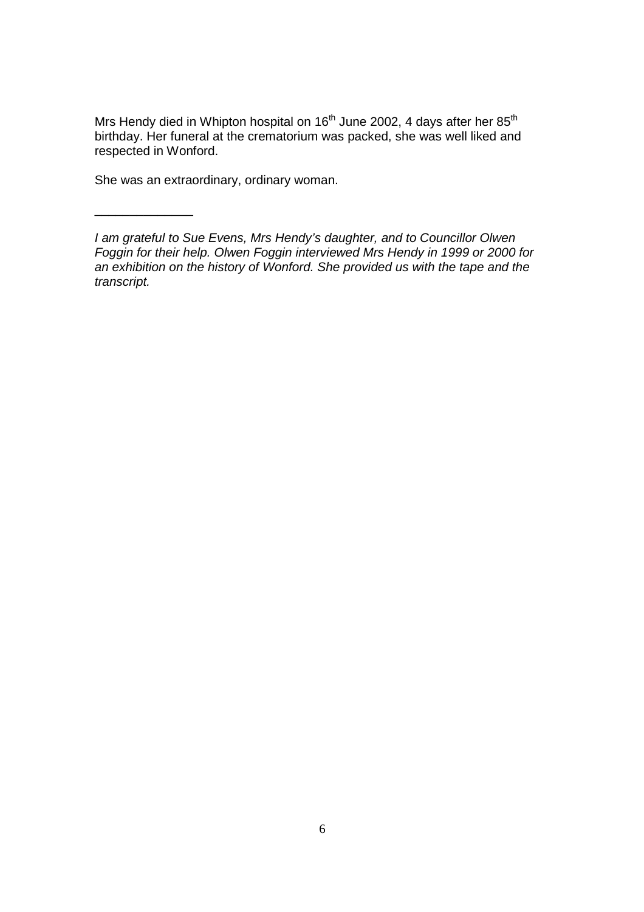Mrs Hendy died in Whipton hospital on 16th June 2002, 4 days after her 85th birthday. Her funeral at the crematorium was packed, she was well liked and respected in Wonford.

She was an extraordinary, ordinary woman.

______________

*I am grateful to Sue Evens, Mrs Hendy's daughter, and to Councillor Olwen Foggin for their help. Olwen Foggin interviewed Mrs Hendy in 1999 or 2000 for an exhibition on the history of Wonford. She provided us with the tape and the transcript.*